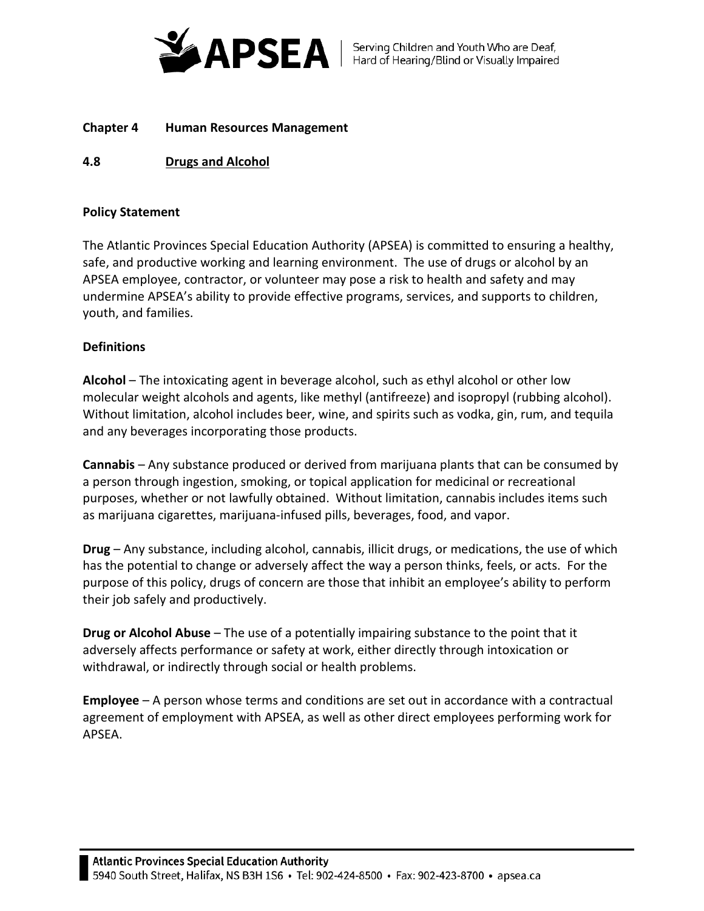**Chapter 4 Human Resources Management**

**4.8 Drugs and Alcohol**

**Policy Statement**

The Atlantic Provinces Special Education Authority (APSEA) is committed to ensuring a healthy, safe, and productive working and learning environment. The use of drugs or alcohol by an APSEA employee, contractor, or volunteer may pose a risk to health and safety and may undermine APSEA's ability to provide effective programs, services, and supports to children, youth, and families.

**Definitions**

**Alcohol** – The intoxicating agent in beverage alcohol, such as ethyl alcohol or other low molecular weight alcohols and agents, like methyl (antifreeze) and isopropyl (rubbing alcohol). Without limitation, alcohol includes beer, wine, and spirits such as vodka, gin, rum, and tequila and any beverages incorporating those products.

**Cannabis** – Any substance produced or derived from marijuana plants that can be consumed by a person through ingestion, smoking, or topical application for medicinal or recreational purposes, whether or not lawfully obtained. Without limitation, cannabis includes items such as marijuana cigarettes, marijuana-infused pills, beverages, food, and vapor.

**Drug** – Any substance, including alcohol, cannabis, illicit drugs, or medications, the use of which has the potential to change or adversely affect the way a person thinks, feels, or acts. For the purpose of this policy, drugs of concern are those that inhibit an employee's ability to perform their job safely and productively.

**Drug or Alcohol Abuse** – The use of a potentially impairing substance to the point that it adversely affects performance or safety at work, either directly through intoxication or withdrawal, or indirectly through social or health problems.

**Employee** – A person whose terms and conditions are set out in accordance with a contractual agreement of employment with APSEA, as well as other direct employees performing work for APSEA.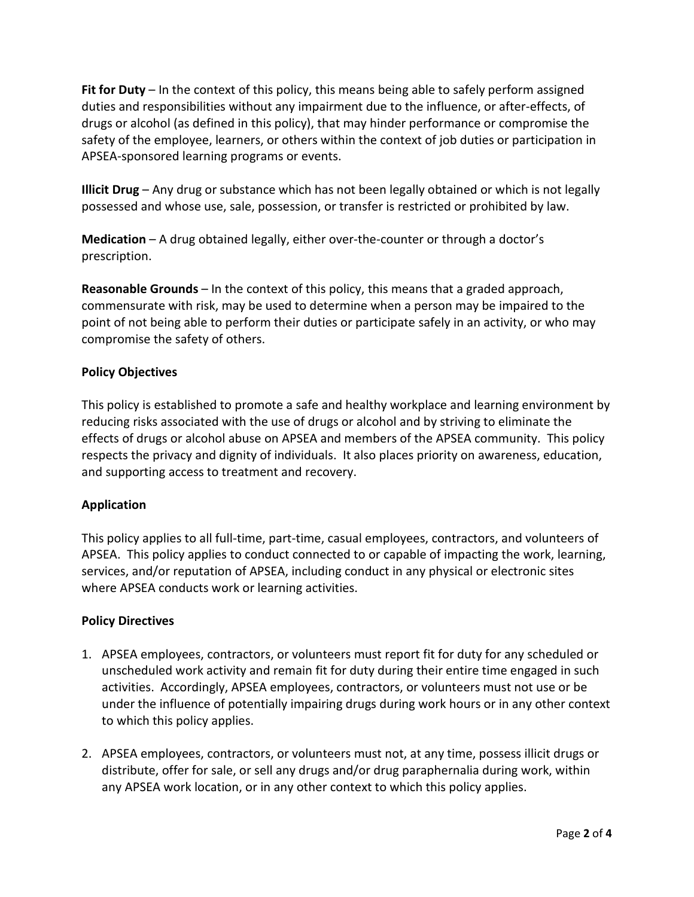**Fit for Duty** – In the context of this policy, this means being able to safely perform assigned duties and responsibilities without any impairment due to the influence, or after-effects, of drugs or alcohol (as defined in this policy), that may hinder performance or compromise the safety of the employee, learners, or others within the context of job duties or participation in APSEA-sponsored learning programs or events.

**Illicit Drug** – Any drug or substance which has not been legally obtained or which is not legally possessed and whose use, sale, possession, or transfer is restricted or prohibited by law.

**Medication** – A drug obtained legally, either over-the-counter or through a doctor's prescription.

**Reasonable Grounds** – In the context of this policy, this means that a graded approach, commensurate with risk, may be used to determine when a person may be impaired to the point of not being able to perform their duties or participate safely in an activity, or who may compromise the safety of others.

**Policy Objectives**

This policy is established to promote a safe and healthy workplace and learning environment by reducing risks associated with the use of drugs or alcohol and by striving to eliminate the effects of drugs or alcohol abuse on APSEA and members of the APSEA community. This policy respects the privacy and dignity of individuals. It also places priority on awareness, education, and supporting access to treatment and recovery.

**Application**

This policy applies to all full-time, part-time, casual employees, contractors, and volunteers of APSEA. This policy applies to conduct connected to or capable of impacting the work, learning, services, and/or reputation of APSEA, including conduct in any physical or electronic sites where APSEA conducts work or learning activities.

**Policy Directives**

1. APSEA employees, contractors, or volunteers must report fit for duty for any scheduled or unscheduled work activity and remain fit for duty during their entire time engaged in such activities. Accordingly, APSEA employees, contractors, or volunteers must not use or be under the influence of potentially impairing drugs during work hours or in any other context to which this policy applies.

2. APSEA employees, contractors, or volunteers must not, at any time, possess illicit drugs or distribute, offer for sale, or sell any drugs and/or drug paraphernalia during work, within any APSEA work location, or in any other context to which this policy applies.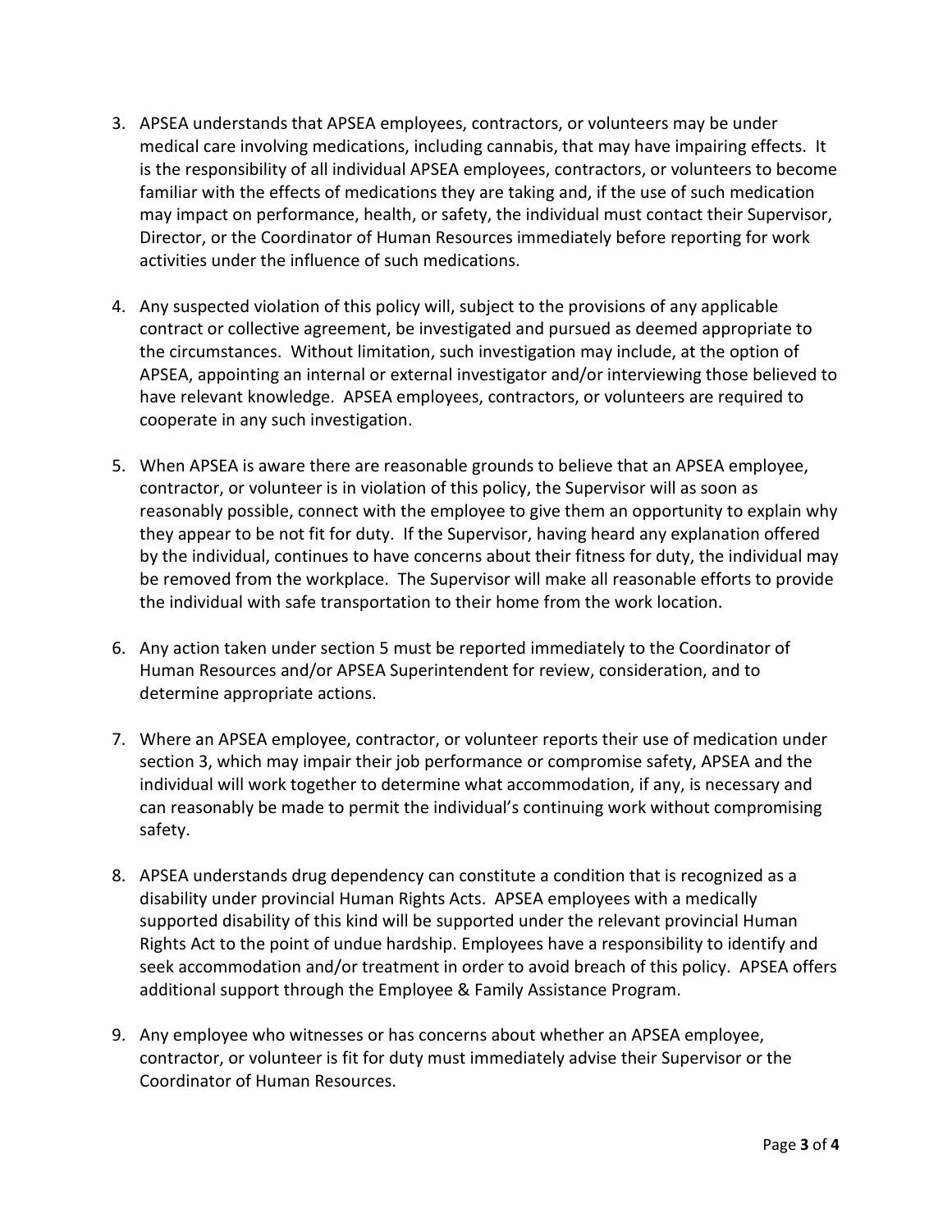3. APSEA understands that APSEA employees, contractors, or volunteers may be under medical care involving medications, including cannabis, that may have impairing effects. It is the responsibility of all individual APSEA employees, contractors, or volunteers to become familiar with the effects of medications they are taking and, if the use of such medication may impact on performance, health, or safety, the individual must contact their Supervisor, Director, or the Coordinator of Human Resources immediately before reporting for work activities under the influence of such medications.

4. Any suspected violation of this policy will, subject to the provisions of any applicable contract or collective agreement, be investigated and pursued as deemed appropriate to the circumstances. Without limitation, such investigation may include, at the option of APSEA, appointing an internal or external investigator and/or interviewing those believed to have relevant knowledge. APSEA employees, contractors, or volunteers are required to cooperate in any such investigation.

5. When APSEA is aware there are reasonable grounds to believe that an APSEA employee, contractor, or volunteer is in violation of this policy, the Supervisor will as soon as reasonably possible, connect with the employee to give them an opportunity to explain why they appear to be not fit for duty. If the Supervisor, having heard any explanation offered by the individual, continues to have concerns about their fitness for duty, the individual may be removed from the workplace. The Supervisor will make all reasonable efforts to provide the individual with safe transportation to their home from the work location.

6. Any action taken under section 5 must be reported immediately to the Coordinator of Human Resources and/or APSEA Superintendent for review, consideration, and to determine appropriate actions.

7. Where an APSEA employee, contractor, or volunteer reports their use of medication under section 3, which may impair their job performance or compromise safety, APSEA and the individual will work together to determine what accommodation, if any, is necessary and can reasonably be made to permit the individual's continuing work without compromising safety.

8. APSEA understands drug dependency can constitute a condition that is recognized as a disability under provincial Human Rights Acts. APSEA employees with a medically supported disability of this kind will be supported under the relevant provincial Human Rights Act to the point of undue hardship. Employees have a responsibility to identify and seek accommodation and/or treatment in order to avoid breach of this policy. APSEA offers additional support through the Employee & Family Assistance Program.

9. Any employee who witnesses or has concerns about whether an APSEA employee, contractor, or volunteer is fit for duty must immediately advise their Supervisor or the Coordinator of Human Resources.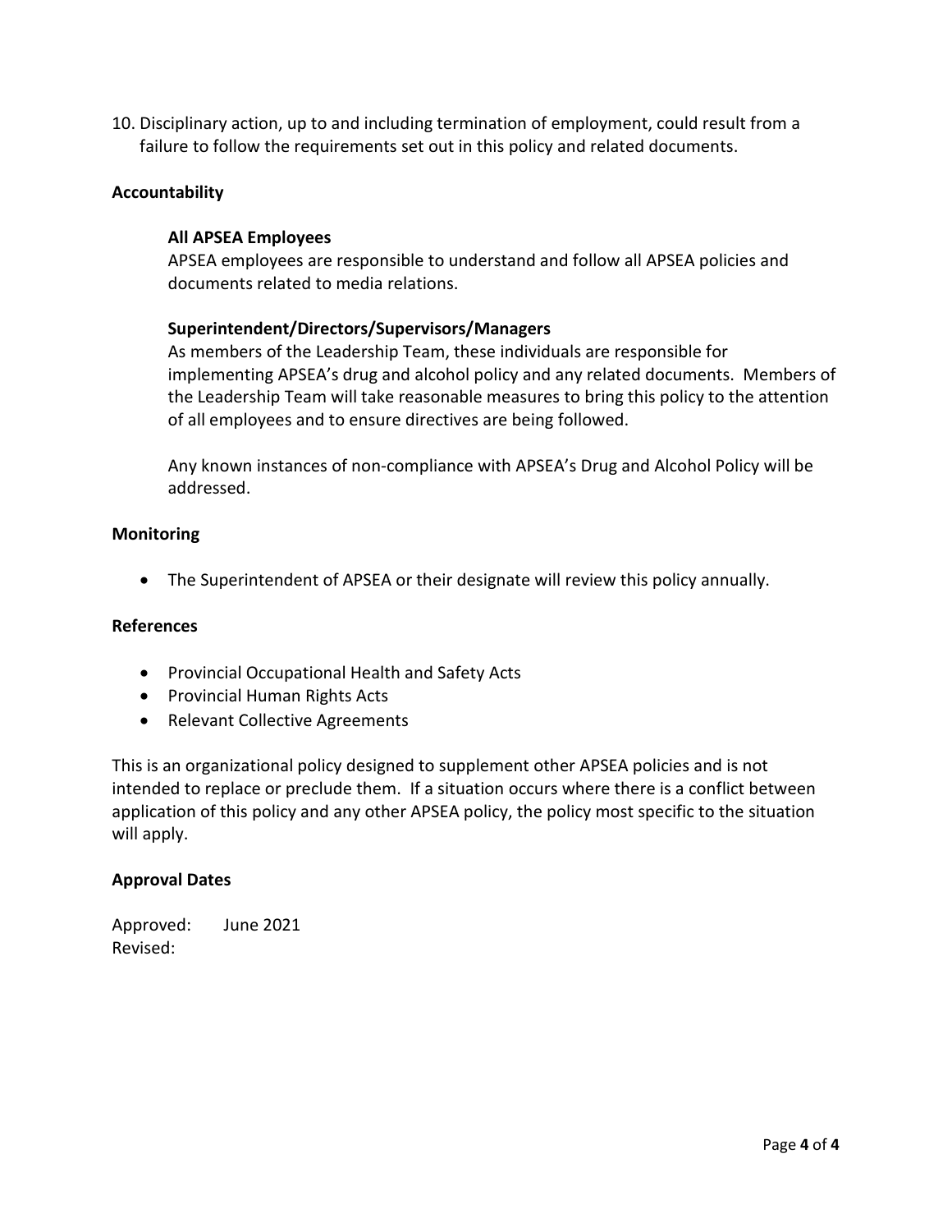10. Disciplinary action, up to and including termination of employment, could result from a failure to follow the requirements set out in this policy and related documents.

## Accountability

### All APSEA Employees

APSEA employees are responsible to understand and follow all APSEA policies and documents related to media relations.

### Superintendent/Directors/Supervisors/Managers

As members of the Leadership Team, these individuals are responsible for implementing APSEA's drug and alcohol policy and any related documents. Members of the Leadership Team will take reasonable measures to bring this policy to the attention of all employees and to ensure directives are being followed.

Any known instances of non-compliance with APSEA's Drug and Alcohol Policy will be addressed.

## Monitoring

- The Superintendent of APSEA or their designate will review this policy annually.

## References

- Provincial Occupational Health and Safety Acts
- Provincial Human Rights Acts
- Relevant Collective Agreements

This is an organizational policy designed to supplement other APSEA policies and is not intended to replace or preclude them. If a situation occurs where there is a conflict between application of this policy and any other APSEA policy, the policy most specific to the situation will apply.

## Approval Dates

Approved: June 2021
Revised: